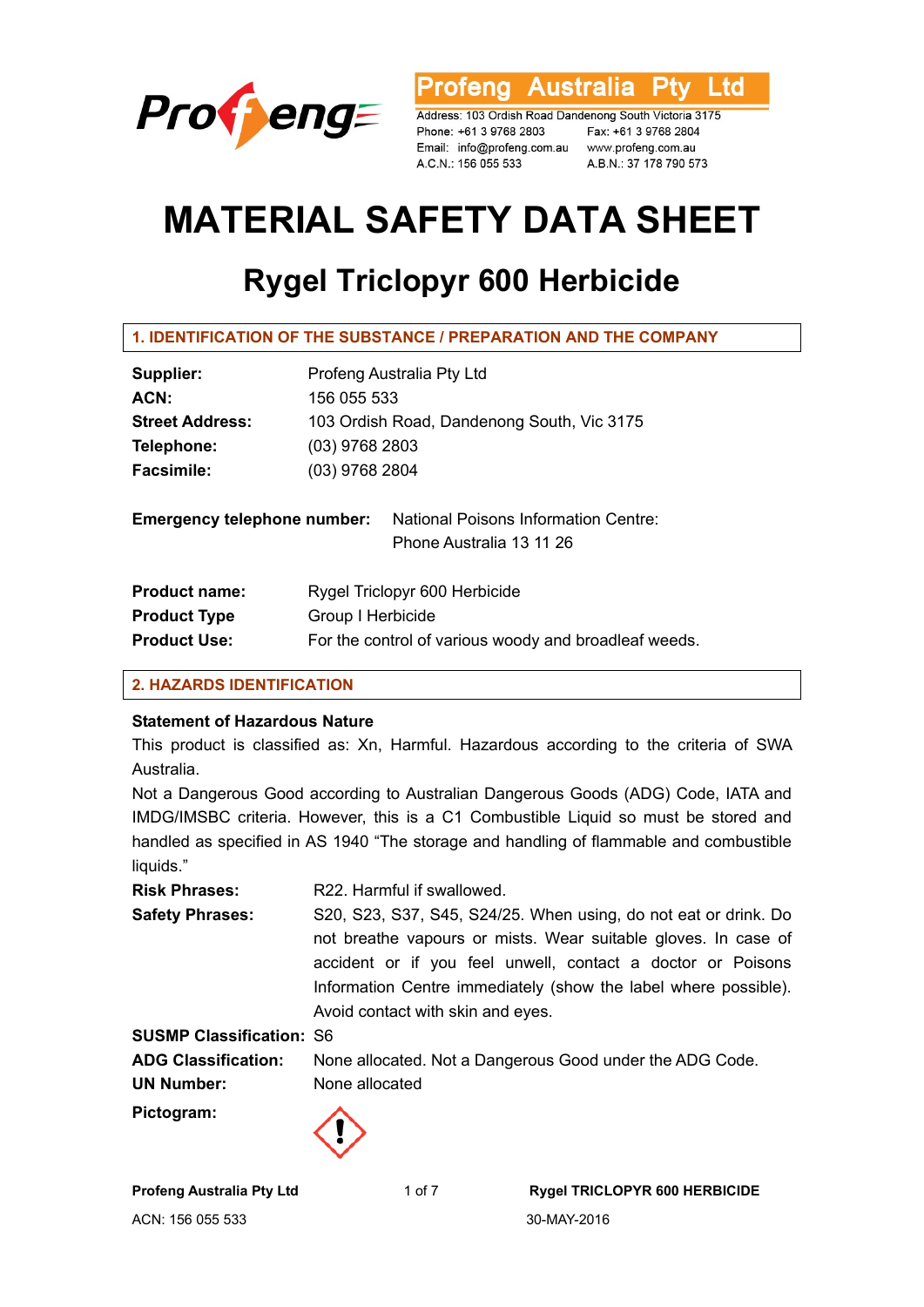Profeng Australia Pty Ltd

Address: 103 Ordish Road Dandenong South Victoria 3175
Phone: +61 3 9768 2803 Fax: +61 3 9768 2804
Email: info@profeng.com.au www.profeng.com.au
A.C.N.: 156 055 533 A.B.N.: 37 178 790 573

# MATERIAL SAFETY DATA SHEET

## Rygel Triclopyr 600 Herbicide

### 1. IDENTIFICATION OF THE SUBSTANCE / PREPARATION AND THE COMPANY

**Supplier:** Profeng Australia Pty Ltd
**ACN:** 156 055 533
**Street Address:** 103 Ordish Road, Dandenong South, Vic 3175
**Telephone:** (03) 9768 2803
**Facsimile:** (03) 9768 2804

**Emergency telephone number:** National Poisons Information Centre:
Phone Australia 13 11 26

**Product name:** Rygel Triclopyr 600 Herbicide
**Product Type** Group I Herbicide
**Product Use:** For the control of various woody and broadleaf weeds.

### 2. HAZARDS IDENTIFICATION

**Statement of Hazardous Nature**

This product is classified as: Xn, Harmful. Hazardous according to the criteria of SWA Australia.

Not a Dangerous Good according to Australian Dangerous Goods (ADG) Code, IATA and IMDG/IMSBC criteria. However, this is a C1 Combustible Liquid so must be stored and handled as specified in AS 1940 "The storage and handling of flammable and combustible liquids."

**Risk Phrases:** R22. Harmful if swallowed.

**Safety Phrases:** S20, S23, S37, S45, S24/25. When using, do not eat or drink. Do not breathe vapours or mists. Wear suitable gloves. In case of accident or if you feel unwell, contact a doctor or Poisons Information Centre immediately (show the label where possible). Avoid contact with skin and eyes.

**SUSMP Classification:** S6

**ADG Classification:** None allocated. Not a Dangerous Good under the ADG Code.

**UN Number:** None allocated

**Pictogram:**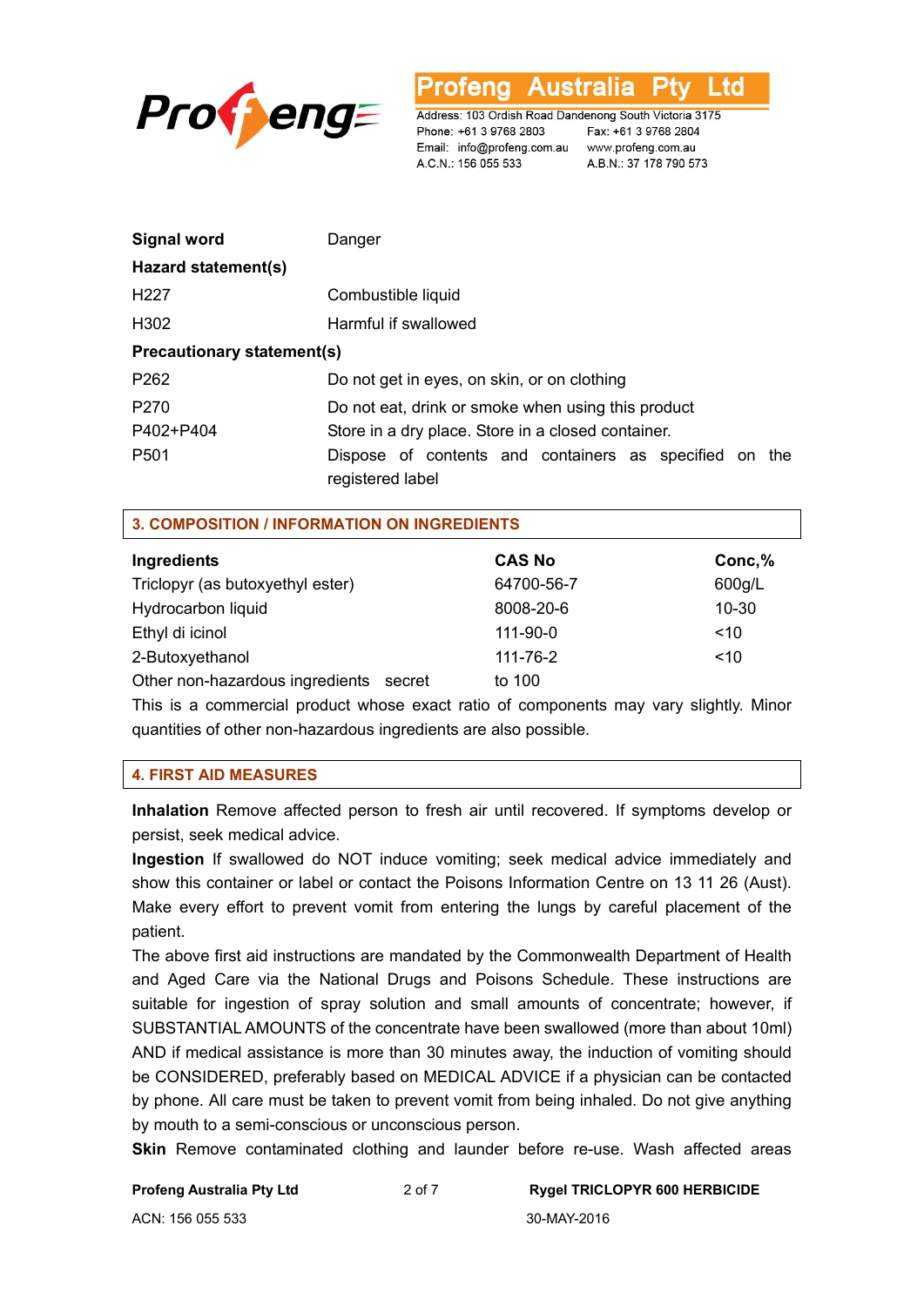| | |
|---|---|
| **Signal word** | Danger |
| **Hazard statement(s)** | |
| H227 | Combustible liquid |
| H302 | Harmful if swallowed |
| **Precautionary statement(s)** | |
| P262 | Do not get in eyes, on skin, or on clothing |
| P270 | Do not eat, drink or smoke when using this product |
| P402+P404 | Store in a dry place. Store in a closed container. |
| P501 | Dispose of contents and containers as specified on the registered label |

## 3. COMPOSITION / INFORMATION ON INGREDIENTS

| Ingredients | CAS No | Conc,% |
|---|---|---|
| Triclopyr (as butoxyethyl ester) | 64700-56-7 | 600g/L |
| Hydrocarbon liquid | 8008-20-6 | 10-30 |
| Ethyl di icinol | 111-90-0 | <10 |
| 2-Butoxyethanol | 111-76-2 | <10 |
| Other non-hazardous ingredients secret | to 100 | |

This is a commercial product whose exact ratio of components may vary slightly. Minor quantities of other non-hazardous ingredients are also possible.

## 4. FIRST AID MEASURES

**Inhalation** Remove affected person to fresh air until recovered. If symptoms develop or persist, seek medical advice.

**Ingestion** If swallowed do NOT induce vomiting; seek medical advice immediately and show this container or label or contact the Poisons Information Centre on 13 11 26 (Aust). Make every effort to prevent vomit from entering the lungs by careful placement of the patient.

The above first aid instructions are mandated by the Commonwealth Department of Health and Aged Care via the National Drugs and Poisons Schedule. These instructions are suitable for ingestion of spray solution and small amounts of concentrate; however, if SUBSTANTIAL AMOUNTS of the concentrate have been swallowed (more than about 10ml) AND if medical assistance is more than 30 minutes away, the induction of vomiting should be CONSIDERED, preferably based on MEDICAL ADVICE if a physician can be contacted by phone. All care must be taken to prevent vomit from being inhaled. Do not give anything by mouth to a semi-conscious or unconscious person.

**Skin** Remove contaminated clothing and launder before re-use. Wash affected areas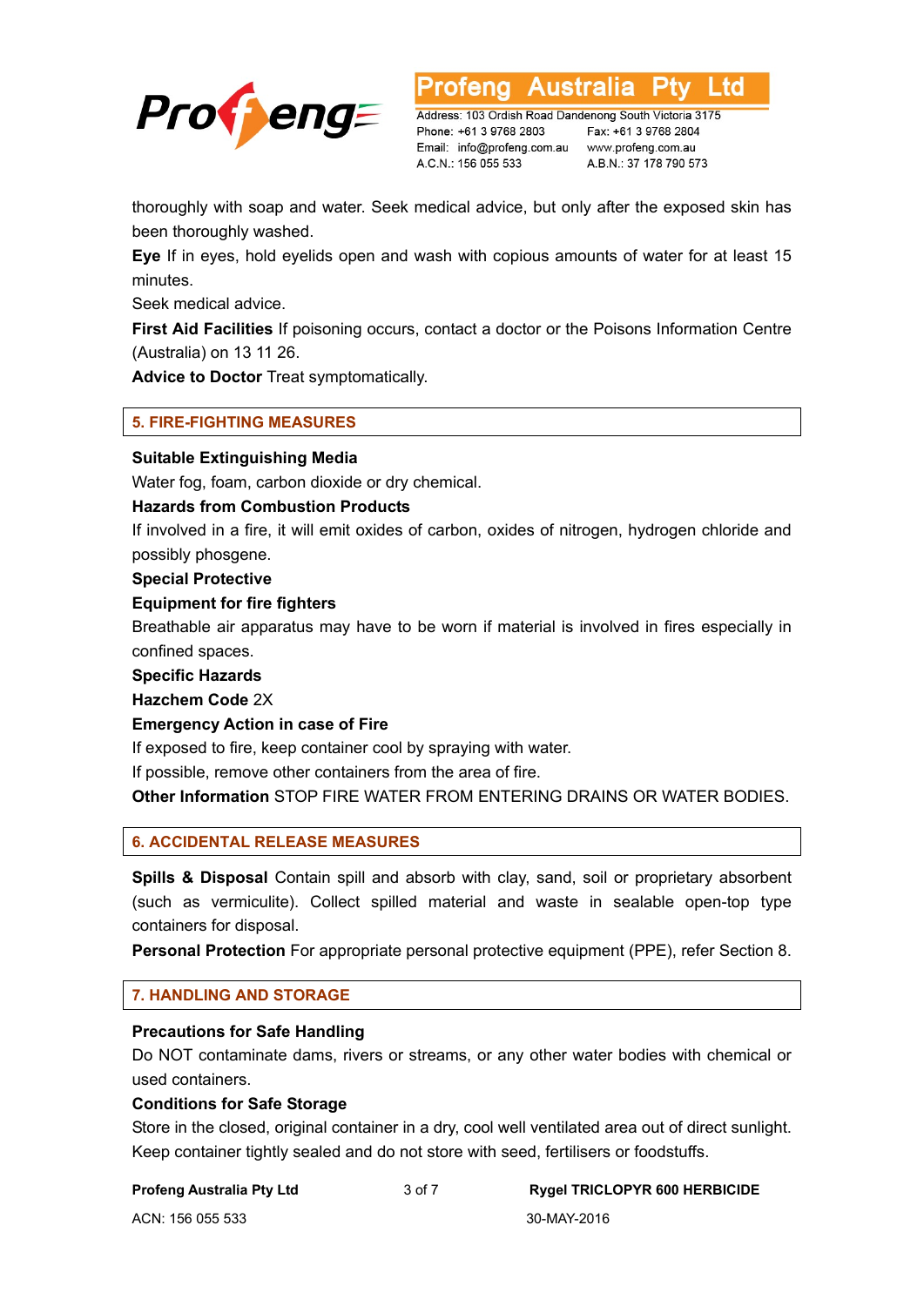thoroughly with soap and water. Seek medical advice, but only after the exposed skin has been thoroughly washed.

**Eye** If in eyes, hold eyelids open and wash with copious amounts of water for at least 15 minutes.

Seek medical advice.

**First Aid Facilities** If poisoning occurs, contact a doctor or the Poisons Information Centre (Australia) on 13 11 26.

**Advice to Doctor** Treat symptomatically.

## 5. FIRE-FIGHTING MEASURES

**Suitable Extinguishing Media**

Water fog, foam, carbon dioxide or dry chemical.

**Hazards from Combustion Products**

If involved in a fire, it will emit oxides of carbon, oxides of nitrogen, hydrogen chloride and possibly phosgene.

**Special Protective**

**Equipment for fire fighters**

Breathable air apparatus may have to be worn if material is involved in fires especially in confined spaces.

**Specific Hazards**

**Hazchem Code** 2X

**Emergency Action in case of Fire**

If exposed to fire, keep container cool by spraying with water.

If possible, remove other containers from the area of fire.

**Other Information** STOP FIRE WATER FROM ENTERING DRAINS OR WATER BODIES.

## 6. ACCIDENTAL RELEASE MEASURES

**Spills & Disposal** Contain spill and absorb with clay, sand, soil or proprietary absorbent (such as vermiculite). Collect spilled material and waste in sealable open-top type containers for disposal.

**Personal Protection** For appropriate personal protective equipment (PPE), refer Section 8.

## 7. HANDLING AND STORAGE

**Precautions for Safe Handling**

Do NOT contaminate dams, rivers or streams, or any other water bodies with chemical or used containers.

**Conditions for Safe Storage**

Store in the closed, original container in a dry, cool well ventilated area out of direct sunlight. Keep container tightly sealed and do not store with seed, fertilisers or foodstuffs.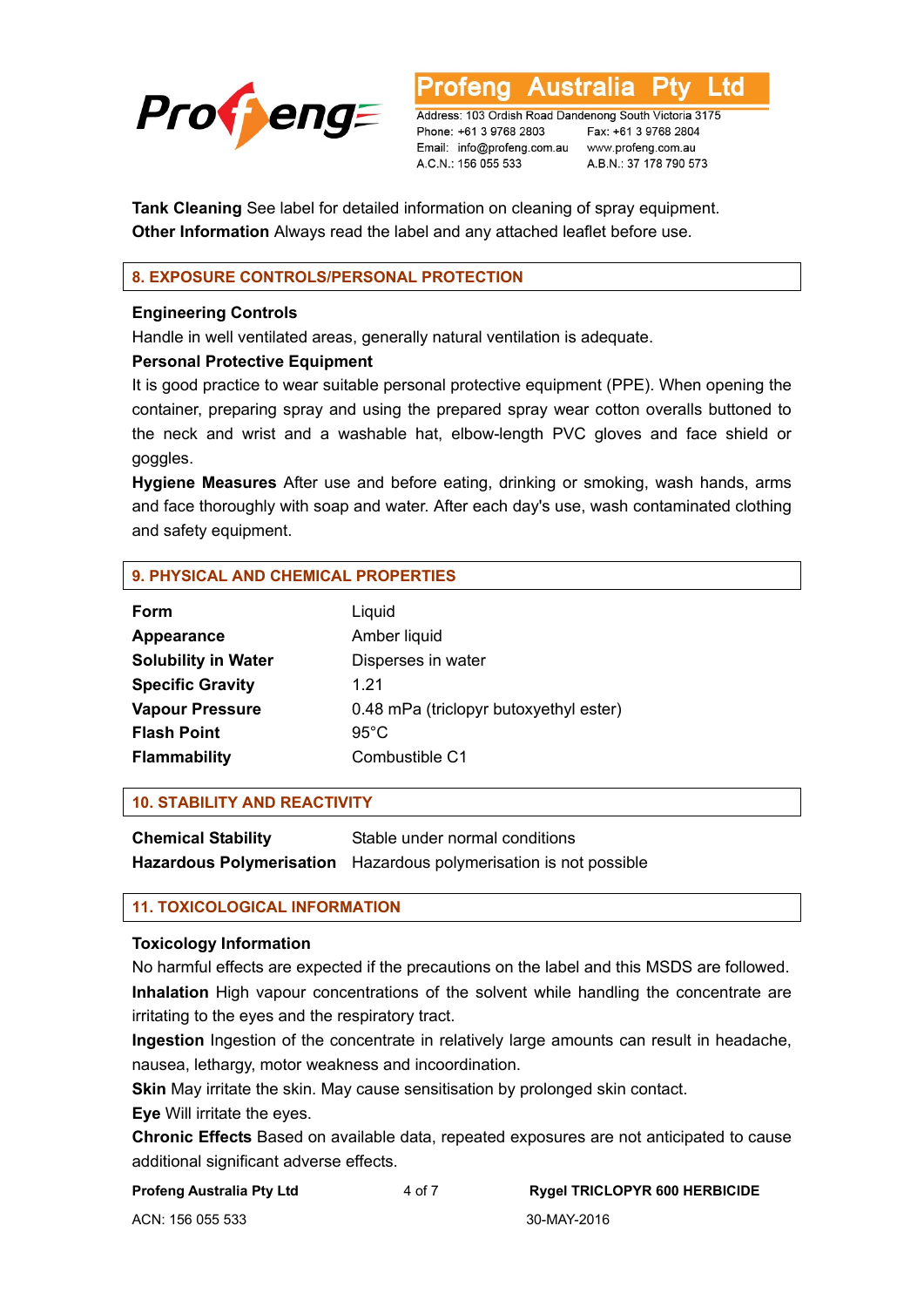**Tank Cleaning** See label for detailed information on cleaning of spray equipment.
**Other Information** Always read the label and any attached leaflet before use.

## 8. EXPOSURE CONTROLS/PERSONAL PROTECTION

**Engineering Controls**

Handle in well ventilated areas, generally natural ventilation is adequate.

**Personal Protective Equipment**

It is good practice to wear suitable personal protective equipment (PPE). When opening the container, preparing spray and using the prepared spray wear cotton overalls buttoned to the neck and wrist and a washable hat, elbow-length PVC gloves and face shield or goggles.

**Hygiene Measures** After use and before eating, drinking or smoking, wash hands, arms and face thoroughly with soap and water. After each day's use, wash contaminated clothing and safety equipment.

## 9. PHYSICAL AND CHEMICAL PROPERTIES

| | |
|---|---|
| **Form** | Liquid |
| **Appearance** | Amber liquid |
| **Solubility in Water** | Disperses in water |
| **Specific Gravity** | 1.21 |
| **Vapour Pressure** | 0.48 mPa (triclopyr butoxyethyl ester) |
| **Flash Point** | 95°C |
| **Flammability** | Combustible C1 |

## 10. STABILITY AND REACTIVITY

| | |
|---|---|
| **Chemical Stability** | Stable under normal conditions |
| **Hazardous Polymerisation** | Hazardous polymerisation is not possible |

## 11. TOXICOLOGICAL INFORMATION

**Toxicology Information**

No harmful effects are expected if the precautions on the label and this MSDS are followed.

**Inhalation** High vapour concentrations of the solvent while handling the concentrate are irritating to the eyes and the respiratory tract.

**Ingestion** Ingestion of the concentrate in relatively large amounts can result in headache, nausea, lethargy, motor weakness and incoordination.

**Skin** May irritate the skin. May cause sensitisation by prolonged skin contact.

**Eye** Will irritate the eyes.

**Chronic Effects** Based on available data, repeated exposures are not anticipated to cause additional significant adverse effects.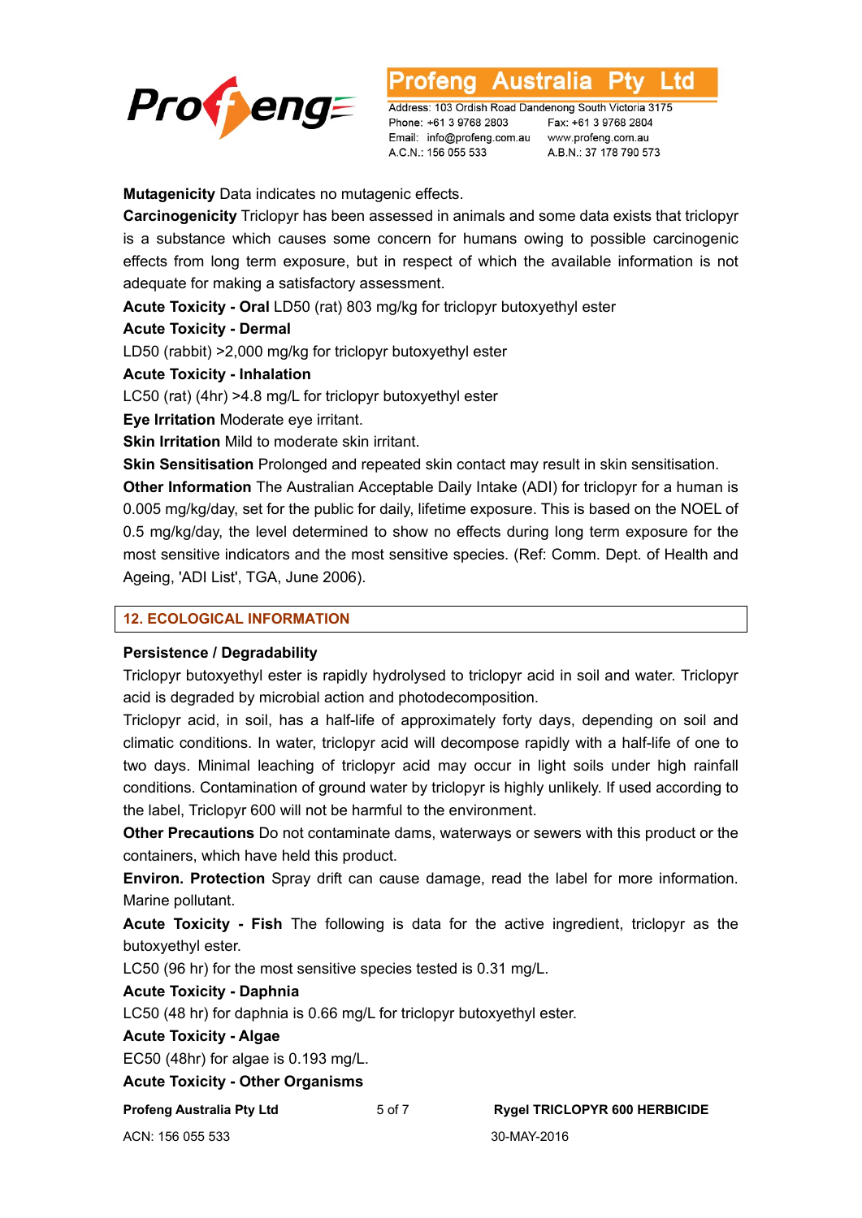**Mutagenicity** Data indicates no mutagenic effects.

**Carcinogenicity** Triclopyr has been assessed in animals and some data exists that triclopyr is a substance which causes some concern for humans owing to possible carcinogenic effects from long term exposure, but in respect of which the available information is not adequate for making a satisfactory assessment.

**Acute Toxicity - Oral** LD50 (rat) 803 mg/kg for triclopyr butoxyethyl ester

**Acute Toxicity - Dermal**

LD50 (rabbit) >2,000 mg/kg for triclopyr butoxyethyl ester

**Acute Toxicity - Inhalation**

LC50 (rat) (4hr) >4.8 mg/L for triclopyr butoxyethyl ester

**Eye Irritation** Moderate eye irritant.

**Skin Irritation** Mild to moderate skin irritant.

**Skin Sensitisation** Prolonged and repeated skin contact may result in skin sensitisation.

**Other Information** The Australian Acceptable Daily Intake (ADI) for triclopyr for a human is 0.005 mg/kg/day, set for the public for daily, lifetime exposure. This is based on the NOEL of 0.5 mg/kg/day, the level determined to show no effects during long term exposure for the most sensitive indicators and the most sensitive species. (Ref: Comm. Dept. of Health and Ageing, 'ADI List', TGA, June 2006).

## 12. ECOLOGICAL INFORMATION

**Persistence / Degradability**

Triclopyr butoxyethyl ester is rapidly hydrolysed to triclopyr acid in soil and water. Triclopyr acid is degraded by microbial action and photodecomposition.

Triclopyr acid, in soil, has a half-life of approximately forty days, depending on soil and climatic conditions. In water, triclopyr acid will decompose rapidly with a half-life of one to two days. Minimal leaching of triclopyr acid may occur in light soils under high rainfall conditions. Contamination of ground water by triclopyr is highly unlikely. If used according to the label, Triclopyr 600 will not be harmful to the environment.

**Other Precautions** Do not contaminate dams, waterways or sewers with this product or the containers, which have held this product.

**Environ. Protection** Spray drift can cause damage, read the label for more information. Marine pollutant.

**Acute Toxicity - Fish** The following is data for the active ingredient, triclopyr as the butoxyethyl ester.

LC50 (96 hr) for the most sensitive species tested is 0.31 mg/L.

**Acute Toxicity - Daphnia**

LC50 (48 hr) for daphnia is 0.66 mg/L for triclopyr butoxyethyl ester.

**Acute Toxicity - Algae**

EC50 (48hr) for algae is 0.193 mg/L.

**Acute Toxicity - Other Organisms**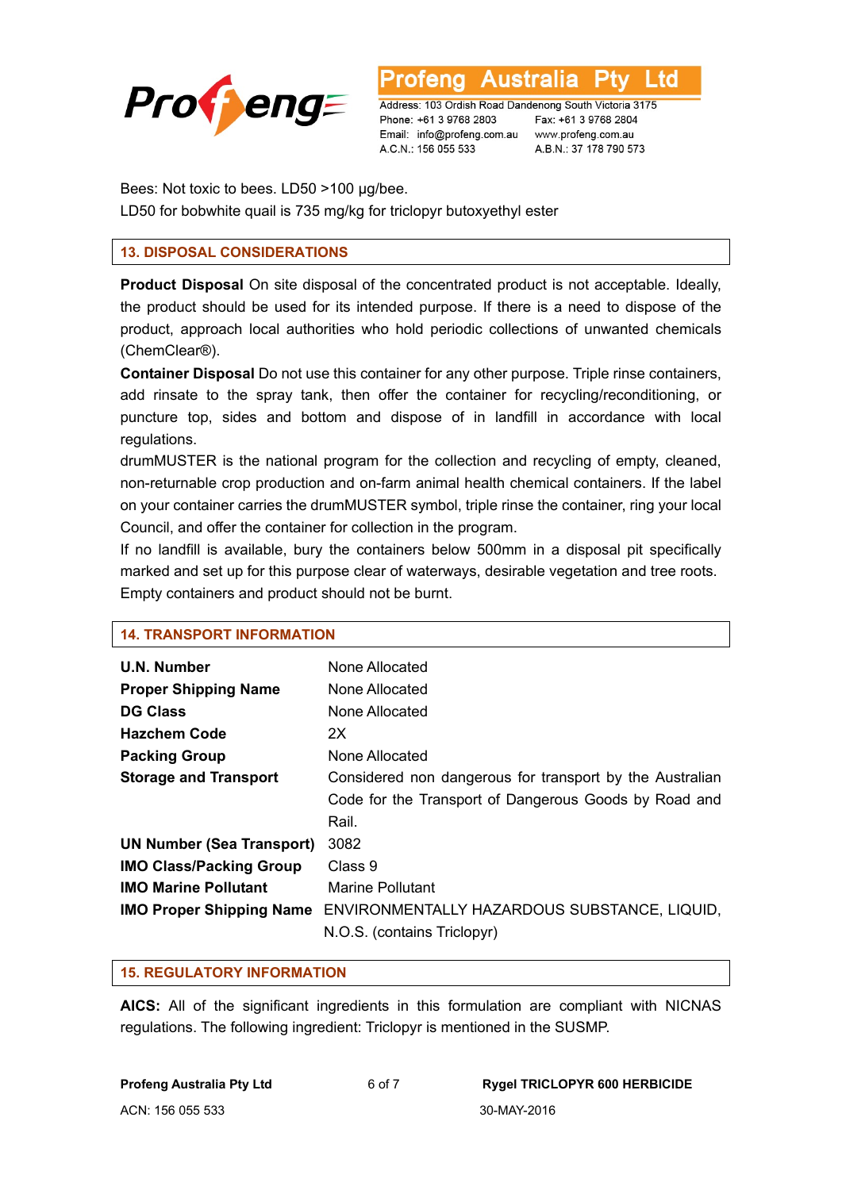Bees: Not toxic to bees. LD50 >100 μg/bee.
LD50 for bobwhite quail is 735 mg/kg for triclopyr butoxyethyl ester

## 13. DISPOSAL CONSIDERATIONS

**Product Disposal** On site disposal of the concentrated product is not acceptable. Ideally, the product should be used for its intended purpose. If there is a need to dispose of the product, approach local authorities who hold periodic collections of unwanted chemicals (ChemClear®).

**Container Disposal** Do not use this container for any other purpose. Triple rinse containers, add rinsate to the spray tank, then offer the container for recycling/reconditioning, or puncture top, sides and bottom and dispose of in landfill in accordance with local regulations.

drumMUSTER is the national program for the collection and recycling of empty, cleaned, non-returnable crop production and on-farm animal health chemical containers. If the label on your container carries the drumMUSTER symbol, triple rinse the container, ring your local Council, and offer the container for collection in the program.

If no landfill is available, bury the containers below 500mm in a disposal pit specifically marked and set up for this purpose clear of waterways, desirable vegetation and tree roots. Empty containers and product should not be burnt.

## 14. TRANSPORT INFORMATION

| | |
|---|---|
| **U.N. Number** | None Allocated |
| **Proper Shipping Name** | None Allocated |
| **DG Class** | None Allocated |
| **Hazchem Code** | 2X |
| **Packing Group** | None Allocated |
| **Storage and Transport** | Considered non dangerous for transport by the Australian Code for the Transport of Dangerous Goods by Road and Rail. |
| **UN Number (Sea Transport)** | 3082 |
| **IMO Class/Packing Group** | Class 9 |
| **IMO Marine Pollutant** | Marine Pollutant |
| **IMO Proper Shipping Name** | ENVIRONMENTALLY HAZARDOUS SUBSTANCE, LIQUID, N.O.S. (contains Triclopyr) |

## 15. REGULATORY INFORMATION

**AICS:** All of the significant ingredients in this formulation are compliant with NICNAS regulations. The following ingredient: Triclopyr is mentioned in the SUSMP.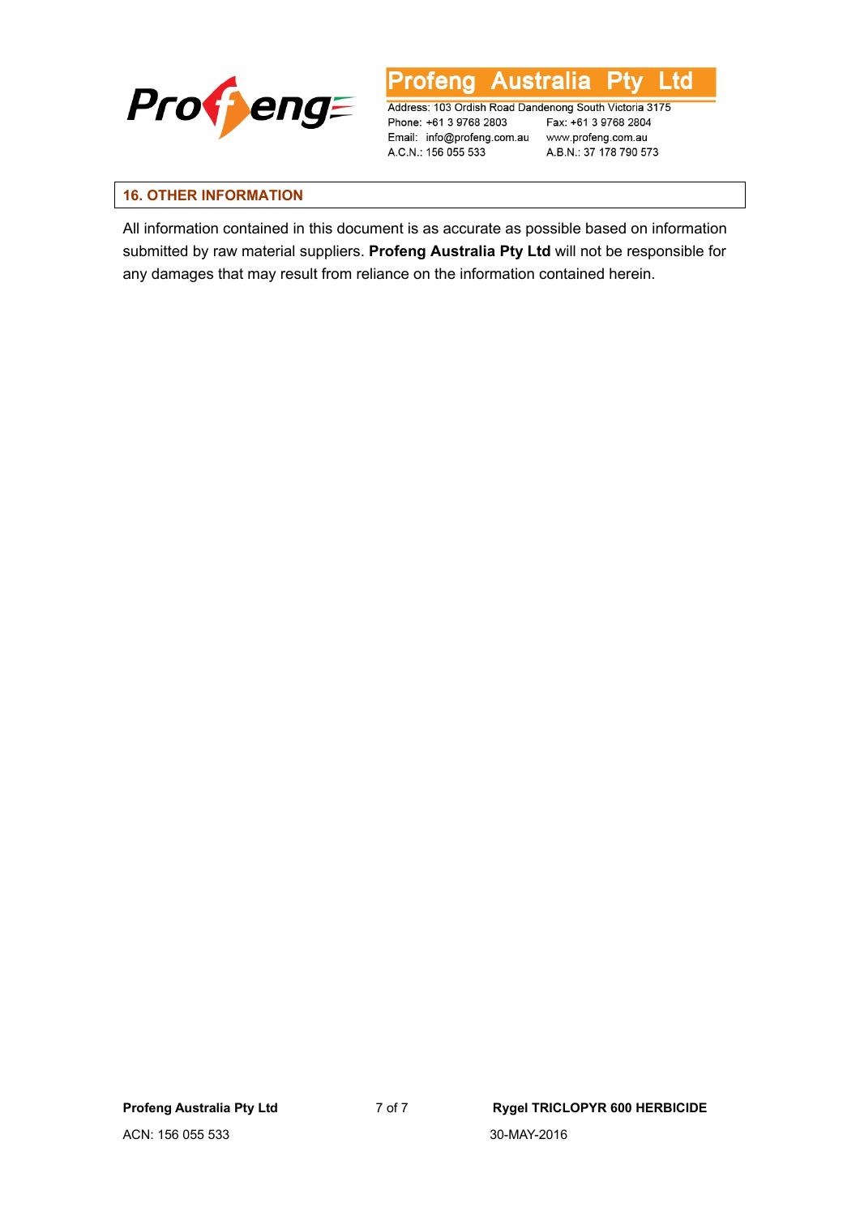## 16. OTHER INFORMATION

All information contained in this document is as accurate as possible based on information submitted by raw material suppliers. **Profeng Australia Pty Ltd** will not be responsible for any damages that may result from reliance on the information contained herein.